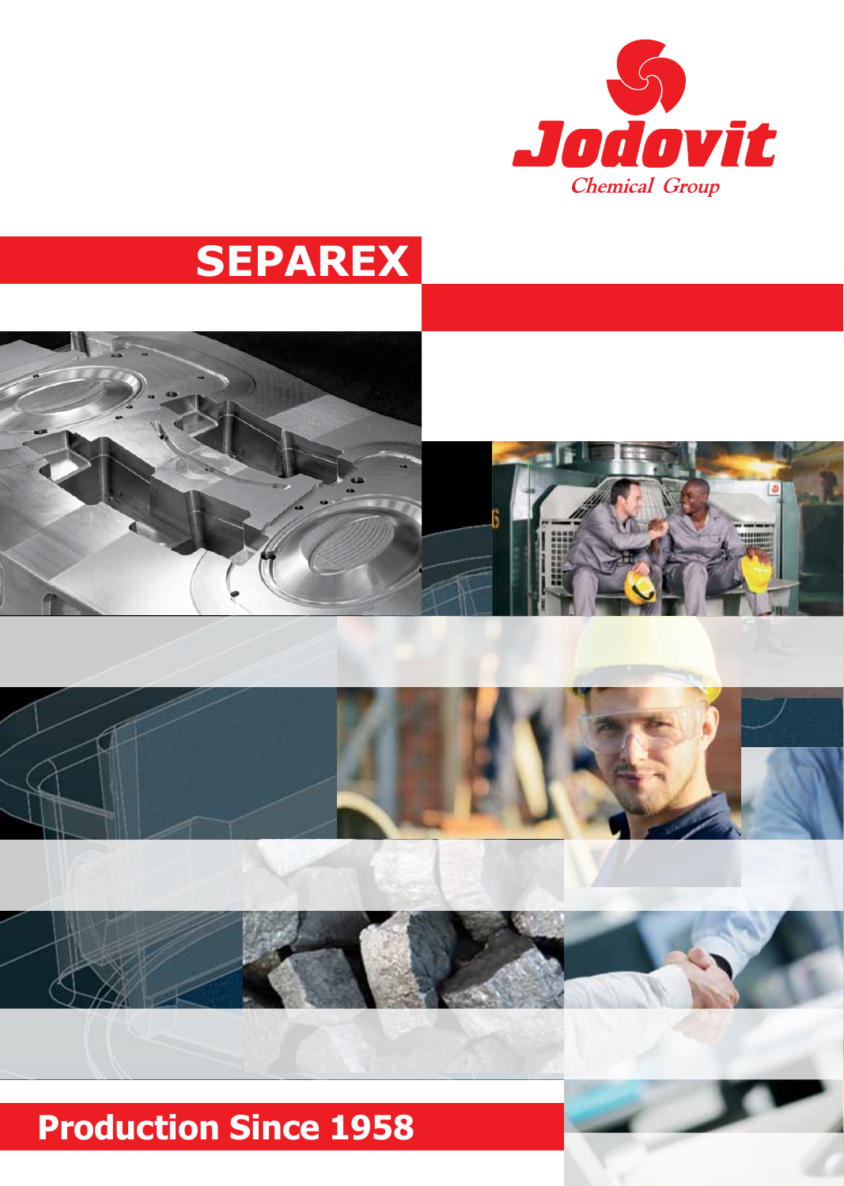Jodovit

Chemical Group

# SEPAREX

**Production Since 1958**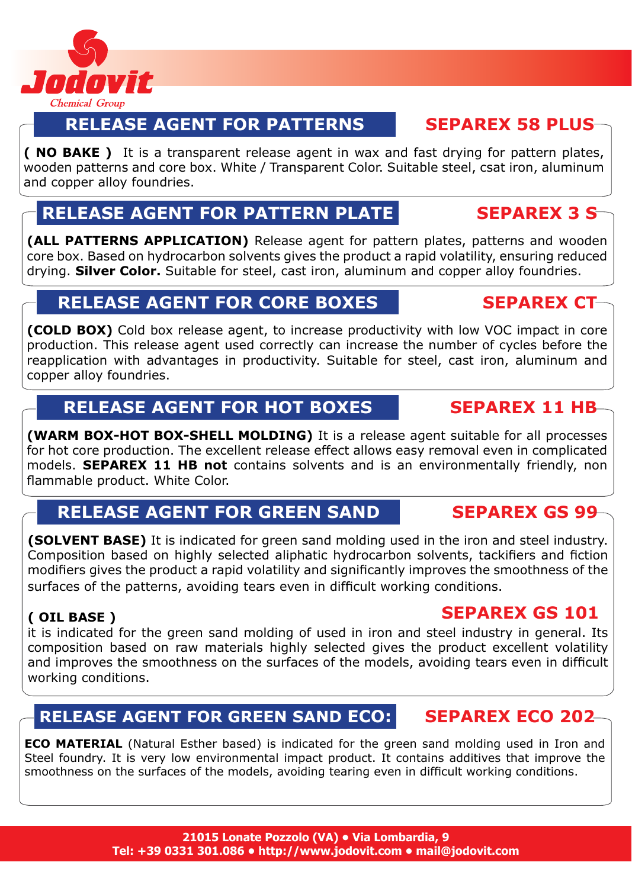Jodovit

Chemical Group

## RELEASE AGENT FOR PATTERNS — SEPAREX 58 PLUS

**( NO BAKE )** It is a transparent release agent in wax and fast drying for pattern plates, wooden patterns and core box. White / Transparent Color. Suitable steel, csat iron, aluminum and copper alloy foundries.

## RELEASE AGENT FOR PATTERN PLATE — SEPAREX 3 S

**(ALL PATTERNS APPLICATION)** Release agent for pattern plates, patterns and wooden core box. Based on hydrocarbon solvents gives the product a rapid volatility, ensuring reduced drying. **Silver Color.** Suitable for steel, cast iron, aluminum and copper alloy foundries.

## RELEASE AGENT FOR CORE BOXES — SEPAREX CT

**(COLD BOX)** Cold box release agent, to increase productivity with low VOC impact in core production. This release agent used correctly can increase the number of cycles before the reapplication with advantages in productivity. Suitable for steel, cast iron, aluminum and copper alloy foundries.

## RELEASE AGENT FOR HOT BOXES — SEPAREX 11 HB

**(WARM BOX-HOT BOX-SHELL MOLDING)** It is a release agent suitable for all processes for hot core production. The excellent release effect allows easy removal even in complicated models. **SEPAREX 11 HB not** contains solvents and is an environmentally friendly, non flammable product. White Color.

## RELEASE AGENT FOR GREEN SAND — SEPAREX GS 99

**(SOLVENT BASE)** It is indicated for green sand molding used in the iron and steel industry. Composition based on highly selected aliphatic hydrocarbon solvents, tackifiers and fiction modifiers gives the product a rapid volatility and significantly improves the smoothness of the surfaces of the patterns, avoiding tears even in difficult working conditions.

### SEPAREX GS 101

**( OIL BASE )**
it is indicated for the green sand molding of used in iron and steel industry in general. Its composition based on raw materials highly selected gives the product excellent volatility and improves the smoothness on the surfaces of the models, avoiding tears even in difficult working conditions.

## RELEASE AGENT FOR GREEN SAND ECO: — SEPAREX ECO 202

**ECO MATERIAL** (Natural Esther based) is indicated for the green sand molding used in Iron and Steel foundry. It is very low environmental impact product. It contains additives that improve the smoothness on the surfaces of the models, avoiding tearing even in difficult working conditions.

**21015 Lonate Pozzolo (VA) • Via Lombardia, 9**
**Tel: +39 0331 301.086 • http://www.jodovit.com • mail@jodovit.com**